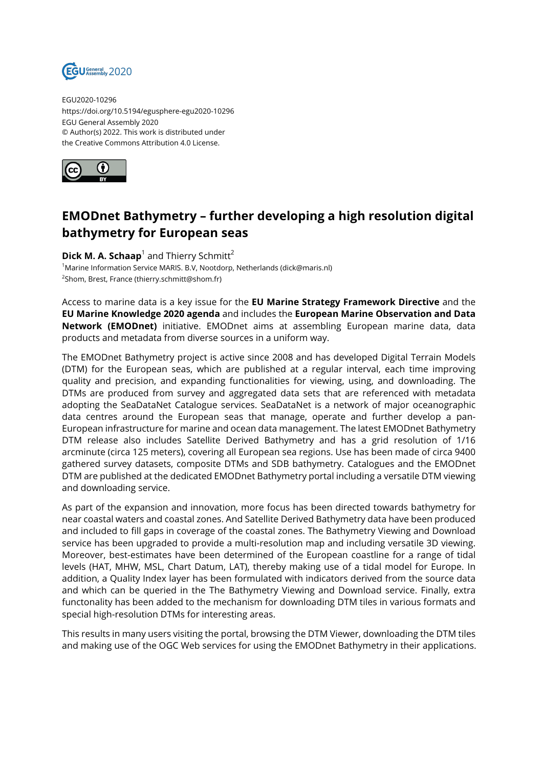EGU2020-10296
https://doi.org/10.5194/egusphere-egu2020-10296
EGU General Assembly 2020
© Author(s) 2022. This work is distributed under
the Creative Commons Attribution 4.0 License.

# EMODnet Bathymetry – further developing a high resolution digital bathymetry for European seas

**Dick M. A. Schaap**[1] and Thierry Schmitt[2]

[1]Marine Information Service MARIS. B.V, Nootdorp, Netherlands (dick@maris.nl)
[2]Shom, Brest, France (thierry.schmitt@shom.fr)

Access to marine data is a key issue for the **EU Marine Strategy Framework Directive** and the **EU Marine Knowledge 2020 agenda** and includes the **European Marine Observation and Data Network (EMODnet)** initiative. EMODnet aims at assembling European marine data, data products and metadata from diverse sources in a uniform way.

The EMODnet Bathymetry project is active since 2008 and has developed Digital Terrain Models (DTM) for the European seas, which are published at a regular interval, each time improving quality and precision, and expanding functionalities for viewing, using, and downloading. The DTMs are produced from survey and aggregated data sets that are referenced with metadata adopting the SeaDataNet Catalogue services. SeaDataNet is a network of major oceanographic data centres around the European seas that manage, operate and further develop a pan-European infrastructure for marine and ocean data management. The latest EMODnet Bathymetry DTM release also includes Satellite Derived Bathymetry and has a grid resolution of 1/16 arcminute (circa 125 meters), covering all European sea regions. Use has been made of circa 9400 gathered survey datasets, composite DTMs and SDB bathymetry. Catalogues and the EMODnet DTM are published at the dedicated EMODnet Bathymetry portal including a versatile DTM viewing and downloading service.

As part of the expansion and innovation, more focus has been directed towards bathymetry for near coastal waters and coastal zones. And Satellite Derived Bathymetry data have been produced and included to fill gaps in coverage of the coastal zones. The Bathymetry Viewing and Download service has been upgraded to provide a multi-resolution map and including versatile 3D viewing. Moreover, best-estimates have been determined of the European coastline for a range of tidal levels (HAT, MHW, MSL, Chart Datum, LAT), thereby making use of a tidal model for Europe. In addition, a Quality Index layer has been formulated with indicators derived from the source data and which can be queried in the The Bathymetry Viewing and Download service. Finally, extra functonality has been added to the mechanism for downloading DTM tiles in various formats and special high-resolution DTMs for interesting areas.

This results in many users visiting the portal, browsing the DTM Viewer, downloading the DTM tiles and making use of the OGC Web services for using the EMODnet Bathymetry in their applications.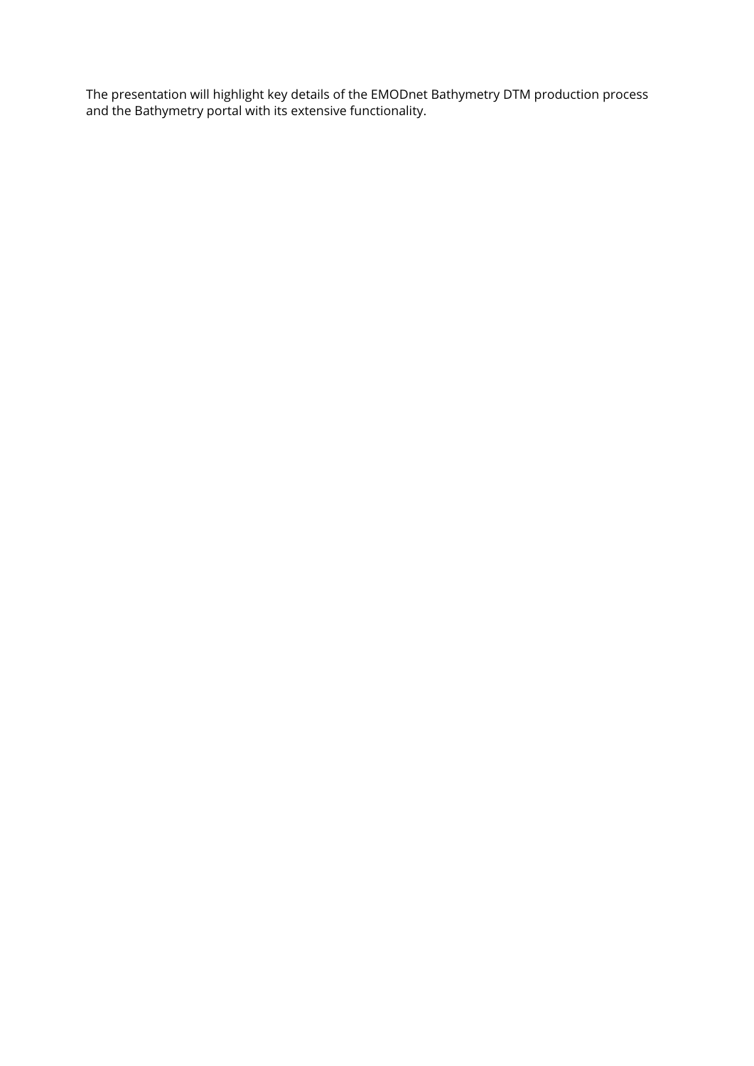The presentation will highlight key details of the EMODnet Bathymetry DTM production process and the Bathymetry portal with its extensive functionality.